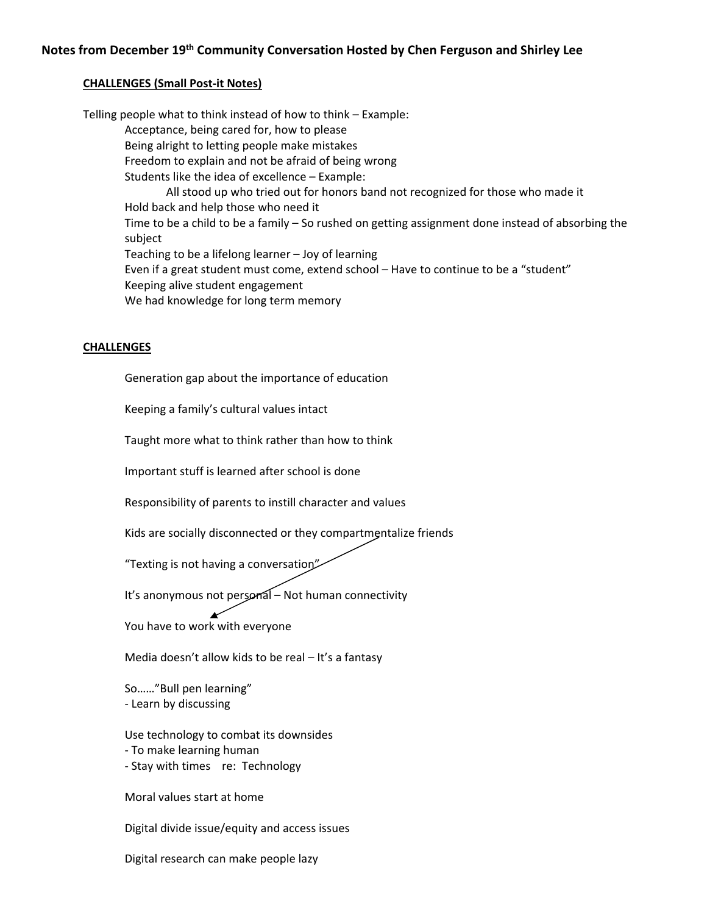# Notes from December 19th Community Conversation Hosted by Chen Ferguson and Shirley Lee

**CHALLENGES (Small Post-it Notes)**

Telling people what to think instead of how to think – Example:

- Acceptance, being cared for, how to please
- Being alright to letting people make mistakes
- Freedom to explain and not be afraid of being wrong
- Students like the idea of excellence – Example:
  - All stood up who tried out for honors band not recognized for those who made it
- Hold back and help those who need it
- Time to be a child to be a family – So rushed on getting assignment done instead of absorbing the subject
- Teaching to be a lifelong learner – Joy of learning
- Even if a great student must come, extend school – Have to continue to be a "student"
- Keeping alive student engagement
- We had knowledge for long term memory

**CHALLENGES**

Generation gap about the importance of education

Keeping a family's cultural values intact

Taught more what to think rather than how to think

Important stuff is learned after school is done

Responsibility of parents to instill character and values

Kids are socially disconnected or they compartmentalize friends

"Texting is not having a conversation"

It's anonymous not personal – Not human connectivity

You have to work with everyone

Media doesn't allow kids to be real – It's a fantasy

So……"Bull pen learning"
- Learn by discussing

Use technology to combat its downsides
- To make learning human
- Stay with times re: Technology

Moral values start at home

Digital divide issue/equity and access issues

Digital research can make people lazy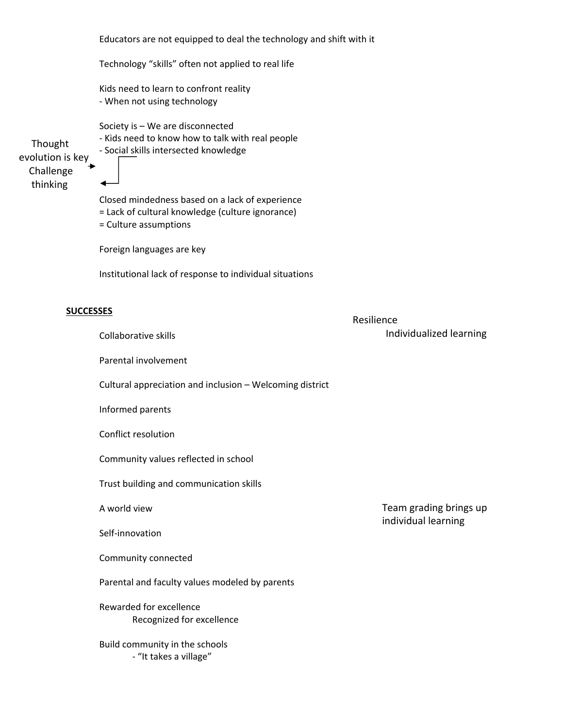Educators are not equipped to deal the technology and shift with it

Technology "skills" often not applied to real life

Kids need to learn to confront reality
- When not using technology

Society is – We are disconnected
- Kids need to know how to talk with real people
- Social skills intersected knowledge

Thought evolution is key
Challenge thinking

Closed mindedness based on a lack of experience
= Lack of cultural knowledge (culture ignorance)
= Culture assumptions

Foreign languages are key

Institutional lack of response to individual situations

**SUCCESSES**

Resilience

Individualized learning

Collaborative skills

Parental involvement

Cultural appreciation and inclusion – Welcoming district

Informed parents

Conflict resolution

Community values reflected in school

Trust building and communication skills

A world view

Team grading brings up individual learning

Self-innovation

Community connected

Parental and faculty values modeled by parents

Rewarded for excellence
Recognized for excellence

Build community in the schools
- "It takes a village"